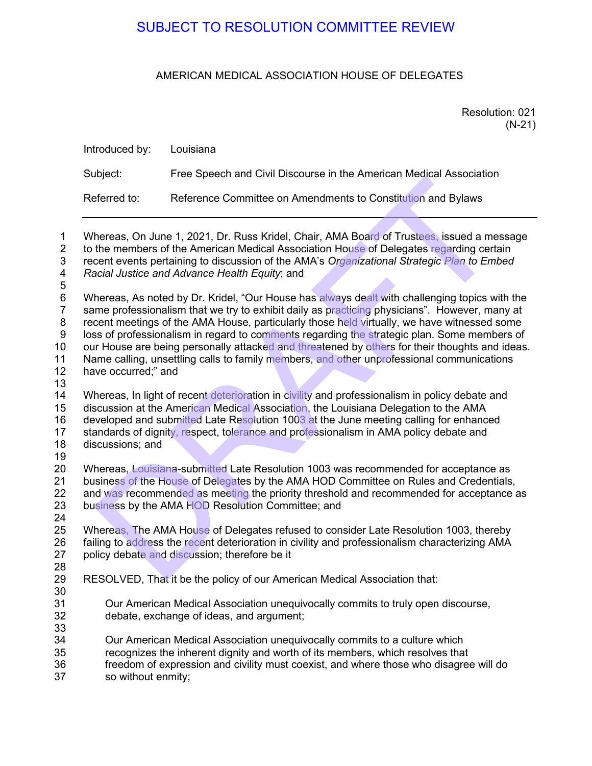SUBJECT TO RESOLUTION COMMITTEE REVIEW

AMERICAN MEDICAL ASSOCIATION HOUSE OF DELEGATES

Resolution: 021
(N-21)

Introduced by: Louisiana

Subject: Free Speech and Civil Discourse in the American Medical Association

Referred to: Reference Committee on Amendments to Constitution and Bylaws

---

Whereas, On June 1, 2021, Dr. Russ Kridel, Chair, AMA Board of Trustees, issued a message to the members of the American Medical Association House of Delegates regarding certain recent events pertaining to discussion of the AMA's *Organizational Strategic Plan to Embed Racial Justice and Advance Health Equity*; and

Whereas, As noted by Dr. Kridel, "Our House has always dealt with challenging topics with the same professionalism that we try to exhibit daily as practicing physicians". However, many at recent meetings of the AMA House, particularly those held virtually, we have witnessed some loss of professionalism in regard to comments regarding the strategic plan. Some members of our House are being personally attacked and threatened by others for their thoughts and ideas. Name calling, unsettling calls to family members, and other unprofessional communications have occurred;" and

Whereas, In light of recent deterioration in civility and professionalism in policy debate and discussion at the American Medical Association, the Louisiana Delegation to the AMA developed and submitted Late Resolution 1003 at the June meeting calling for enhanced standards of dignity, respect, tolerance and professionalism in AMA policy debate and discussions; and

Whereas, Louisiana-submitted Late Resolution 1003 was recommended for acceptance as business of the House of Delegates by the AMA HOD Committee on Rules and Credentials, and was recommended as meeting the priority threshold and recommended for acceptance as business by the AMA HOD Resolution Committee; and

Whereas, The AMA House of Delegates refused to consider Late Resolution 1003, thereby failing to address the recent deterioration in civility and professionalism characterizing AMA policy debate and discussion; therefore be it

RESOLVED, That it be the policy of our American Medical Association that:

> Our American Medical Association unequivocally commits to truly open discourse, debate, exchange of ideas, and argument;
>
> Our American Medical Association unequivocally commits to a culture which recognizes the inherent dignity and worth of its members, which resolves that freedom of expression and civility must coexist, and where those who disagree will do so without enmity;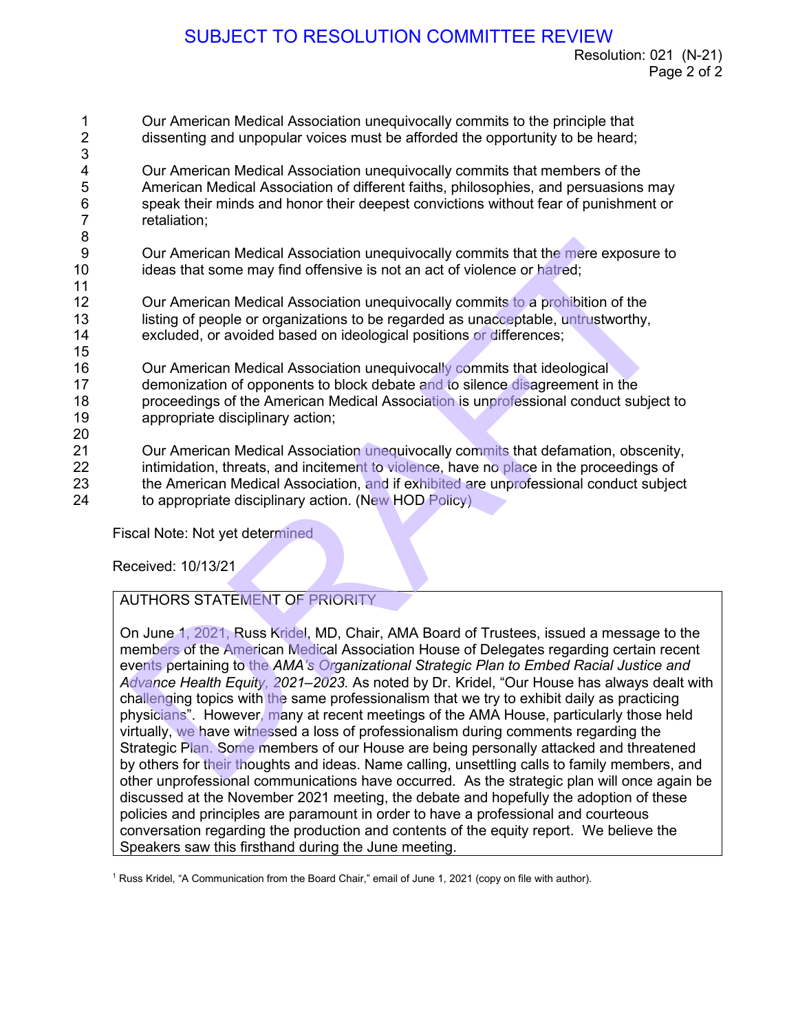SUBJECT TO RESOLUTION COMMITTEE REVIEW

Our American Medical Association unequivocally commits to the principle that dissenting and unpopular voices must be afforded the opportunity to be heard;

Our American Medical Association unequivocally commits that members of the American Medical Association of different faiths, philosophies, and persuasions may speak their minds and honor their deepest convictions without fear of punishment or retaliation;

Our American Medical Association unequivocally commits that the mere exposure to ideas that some may find offensive is not an act of violence or hatred;

Our American Medical Association unequivocally commits to a prohibition of the listing of people or organizations to be regarded as unacceptable, untrustworthy, excluded, or avoided based on ideological positions or differences;

Our American Medical Association unequivocally commits that ideological demonization of opponents to block debate and to silence disagreement in the proceedings of the American Medical Association is unprofessional conduct subject to appropriate disciplinary action;

Our American Medical Association unequivocally commits that defamation, obscenity, intimidation, threats, and incitement to violence, have no place in the proceedings of the American Medical Association, and if exhibited are unprofessional conduct subject to appropriate disciplinary action. (New HOD Policy)

Fiscal Note: Not yet determined

Received: 10/13/21

AUTHORS STATEMENT OF PRIORITY

On June 1, 2021, Russ Kridel, MD, Chair, AMA Board of Trustees, issued a message to the members of the American Medical Association House of Delegates regarding certain recent events pertaining to the *AMA's Organizational Strategic Plan to Embed Racial Justice and Advance Health Equity, 2021–2023.* As noted by Dr. Kridel, "Our House has always dealt with challenging topics with the same professionalism that we try to exhibit daily as practicing physicians". However, many at recent meetings of the AMA House, particularly those held virtually, we have witnessed a loss of professionalism during comments regarding the Strategic Plan. Some members of our House are being personally attacked and threatened by others for their thoughts and ideas. Name calling, unsettling calls to family members, and other unprofessional communications have occurred. As the strategic plan will once again be discussed at the November 2021 meeting, the debate and hopefully the adoption of these policies and principles are paramount in order to have a professional and courteous conversation regarding the production and contents of the equity report. We believe the Speakers saw this firsthand during the June meeting.

[1] Russ Kridel, "A Communication from the Board Chair," email of June 1, 2021 (copy on file with author).